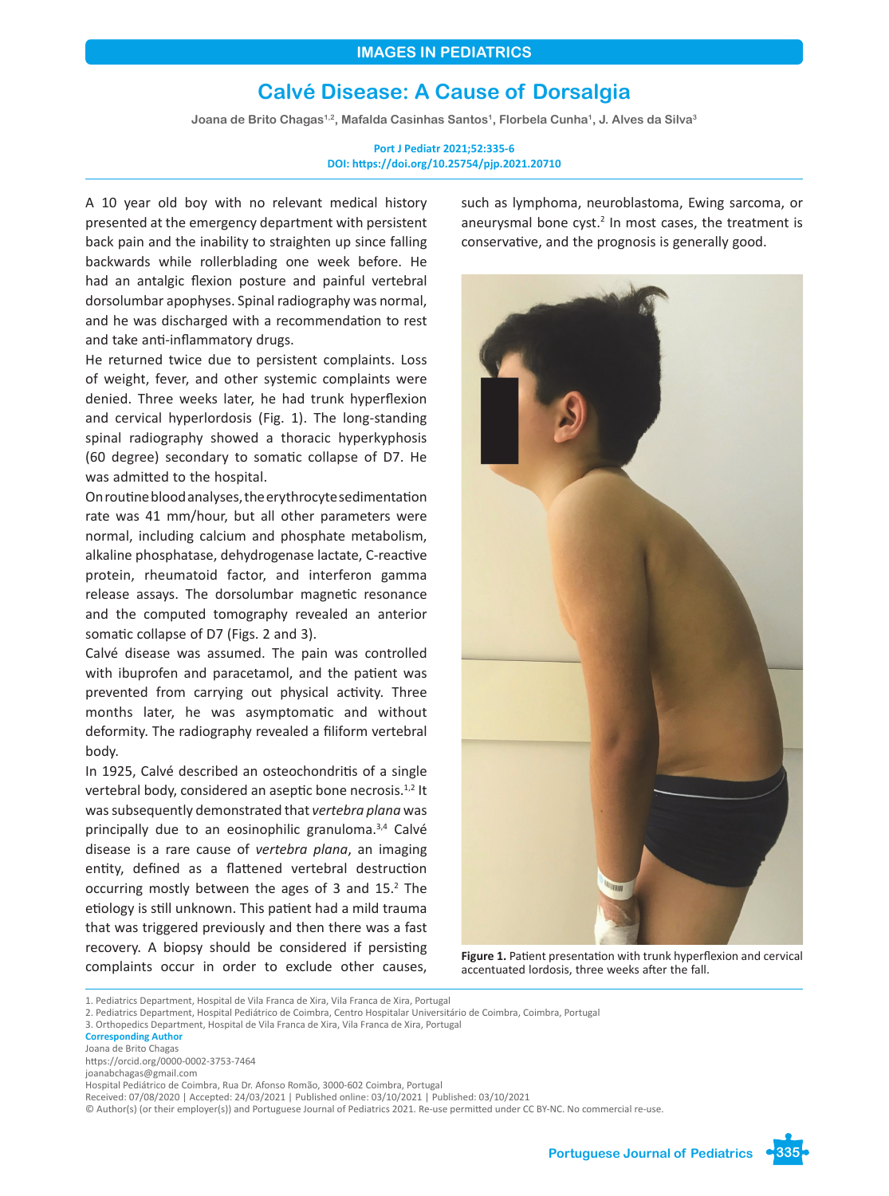IMAGES IN PEDIATRICS

# Calvé Disease: A Cause of Dorsalgia

Joana de Brito Chagas[1,2], Mafalda Casinhas Santos[1], Florbela Cunha[1], J. Alves da Silva[3]

Port J Pediatr 2021;52:335-6
DOI: https://doi.org/10.25754/pjp.2021.20710

A 10 year old boy with no relevant medical history presented at the emergency department with persistent back pain and the inability to straighten up since falling backwards while rollerblading one week before. He had an antalgic flexion posture and painful vertebral dorsolumbar apophyses. Spinal radiography was normal, and he was discharged with a recommendation to rest and take anti-inflammatory drugs.

He returned twice due to persistent complaints. Loss of weight, fever, and other systemic complaints were denied. Three weeks later, he had trunk hyperflexion and cervical hyperlordosis (Fig. 1). The long-standing spinal radiography showed a thoracic hyperkyphosis (60 degree) secondary to somatic collapse of D7. He was admitted to the hospital.

On routine blood analyses, the erythrocyte sedimentation rate was 41 mm/hour, but all other parameters were normal, including calcium and phosphate metabolism, alkaline phosphatase, dehydrogenase lactate, C-reactive protein, rheumatoid factor, and interferon gamma release assays. The dorsolumbar magnetic resonance and the computed tomography revealed an anterior somatic collapse of D7 (Figs. 2 and 3).

Calvé disease was assumed. The pain was controlled with ibuprofen and paracetamol, and the patient was prevented from carrying out physical activity. Three months later, he was asymptomatic and without deformity. The radiography revealed a filiform vertebral body.

In 1925, Calvé described an osteochondritis of a single vertebral body, considered an aseptic bone necrosis.[1,2] It was subsequently demonstrated that *vertebra plana* was principally due to an eosinophilic granuloma.[3,4] Calvé disease is a rare cause of *vertebra plana*, an imaging entity, defined as a flattened vertebral destruction occurring mostly between the ages of 3 and 15.[2] The etiology is still unknown. This patient had a mild trauma that was triggered previously and then there was a fast recovery. A biopsy should be considered if persisting complaints occur in order to exclude other causes, such as lymphoma, neuroblastoma, Ewing sarcoma, or aneurysmal bone cyst.[2] In most cases, the treatment is conservative, and the prognosis is generally good.

**Figure 1.** Patient presentation with trunk hyperflexion and cervical accentuated lordosis, three weeks after the fall.

1. Pediatrics Department, Hospital de Vila Franca de Xira, Vila Franca de Xira, Portugal
2. Pediatrics Department, Hospital Pediátrico de Coimbra, Centro Hospitalar Universitário de Coimbra, Coimbra, Portugal
3. Orthopedics Department, Hospital de Vila Franca de Xira, Vila Franca de Xira, Portugal

**Corresponding Author**
Joana de Brito Chagas
https://orcid.org/0000-0002-3753-7464
joanabchagas@gmail.com
Hospital Pediátrico de Coimbra, Rua Dr. Afonso Romão, 3000-602 Coimbra, Portugal
Received: 07/08/2020 | Accepted: 24/03/2021 | Published online: 03/10/2021 | Published: 03/10/2021
© Author(s) (or their employer(s)) and Portuguese Journal of Pediatrics 2021. Re-use permitted under CC BY-NC. No commercial re-use.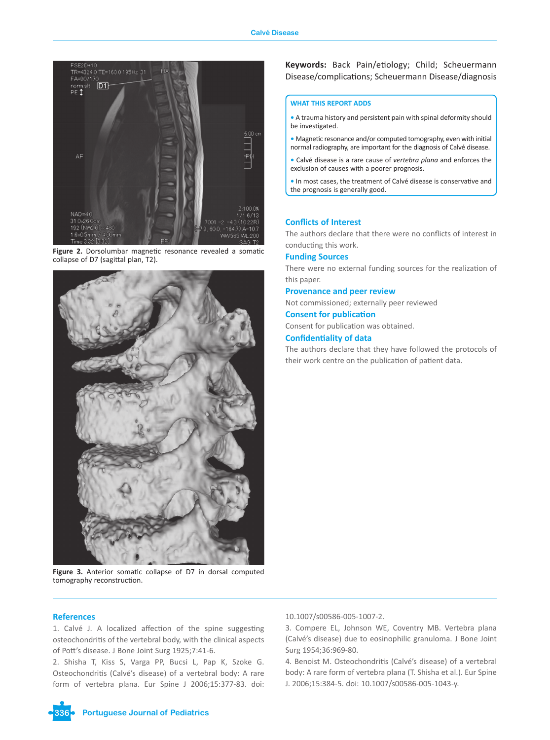Figure 2. Dorsolumbar magnetic resonance revealed a somatic collapse of D7 (sagittal plan, T2).

Figure 3. Anterior somatic collapse of D7 in dorsal computed tomography reconstruction.

**Keywords:** Back Pain/etiology; Child; Scheuermann Disease/complications; Scheuermann Disease/diagnosis

**WHAT THIS REPORT ADDS**

- A trauma history and persistent pain with spinal deformity should be investigated.
- Magnetic resonance and/or computed tomography, even with initial normal radiography, are important for the diagnosis of Calvé disease.
- Calvé disease is a rare cause of *vertebra plana* and enforces the exclusion of causes with a poorer prognosis.
- In most cases, the treatment of Calvé disease is conservative and the prognosis is generally good.

## Conflicts of Interest

The authors declare that there were no conflicts of interest in conducting this work.

## Funding Sources

There were no external funding sources for the realization of this paper.

## Provenance and peer review

Not commissioned; externally peer reviewed

## Consent for publication

Consent for publication was obtained.

## Confidentiality of data

The authors declare that they have followed the protocols of their work centre on the publication of patient data.

## References

1. Calvé J. A localized affection of the spine suggesting osteochondritis of the vertebral body, with the clinical aspects of Pott's disease. J Bone Joint Surg 1925;7:41-6.
2. Shisha T, Kiss S, Varga PP, Bucsi L, Pap K, Szoke G. Osteochondritis (Calvé's disease) of a vertebral body: A rare form of vertebra plana. Eur Spine J 2006;15:377-83. doi: 10.1007/s00586-005-1007-2.
3. Compere EL, Johnson WE, Coventry MB. Vertebra plana (Calvé's disease) due to eosinophilic granuloma. J Bone Joint Surg 1954;36:969-80.
4. Benoist M. Osteochondritis (Calvé's disease) of a vertebral body: A rare form of vertebra plana (T. Shisha et al.). Eur Spine J. 2006;15:384-5. doi: 10.1007/s00586-005-1043-y.